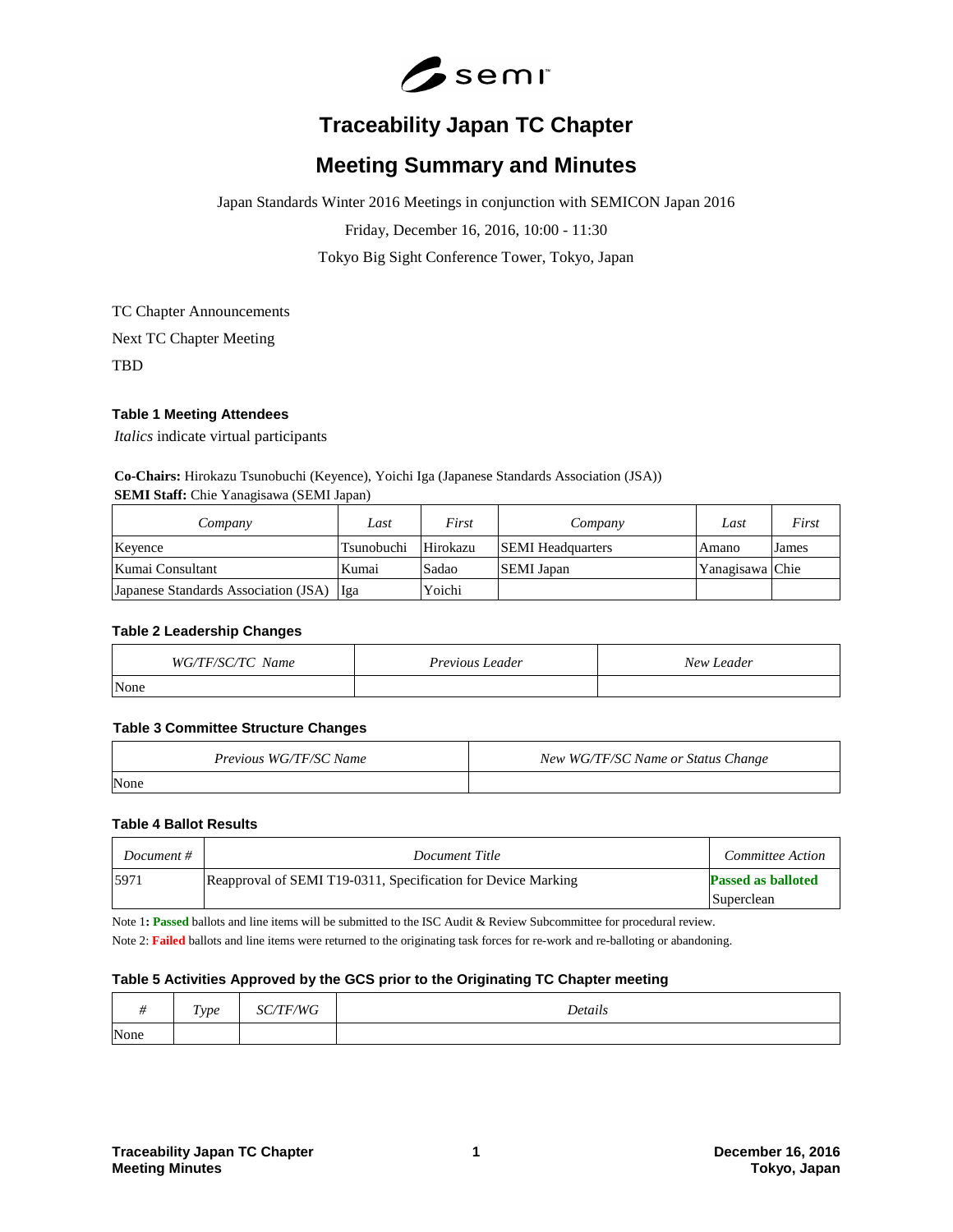# Traceability Japan TC Chapter

# Meeting Summary and Minutes

Japan Standards Winter 2016 Meetings in conjunction with SEMICON Japan 2016

Friday, December 16, 2016, 10:00 - 11:30

Tokyo Big Sight Conference Tower, Tokyo, Japan

TC Chapter Announcements

Next TC Chapter Meeting

TBD

#### Table 1 Meeting Attendees

*Italics* indicate virtual participants

**Co-Chairs:** Hirokazu Tsunobuchi (Keyence), Yoichi Iga (Japanese Standards Association (JSA))
**SEMI Staff:** Chie Yanagisawa (SEMI Japan)

| *Company* | *Last* | *First* | *Company* | *Last* | *First* |
|---|---|---|---|---|---|
| Keyence | Tsunobuchi | Hirokazu | SEMI Headquarters | Amano | James |
| Kumai Consultant | Kumai | Sadao | SEMI Japan | Yanagisawa | Chie |
| Japanese Standards Association (JSA) | Iga | Yoichi | | | |

#### Table 2 Leadership Changes

| *WG/TF/SC/TC Name* | *Previous Leader* | *New Leader* |
|---|---|---|
| None | | |

#### Table 3 Committee Structure Changes

| *Previous WG/TF/SC Name* | *New WG/TF/SC Name or Status Change* |
|---|---|
| None | |

#### Table 4 Ballot Results

| *Document #* | *Document Title* | *Committee Action* |
|---|---|---|
| 5971 | Reapproval of SEMI T19-0311, Specification for Device Marking | **Passed as balloted** Superclean |

Note 1**:** **Passed** ballots and line items will be submitted to the ISC Audit & Review Subcommittee for procedural review.

Note 2: **Failed** ballots and line items were returned to the originating task forces for re-work and re-balloting or abandoning.

#### Table 5 Activities Approved by the GCS prior to the Originating TC Chapter meeting

| *#* | *Type* | *SC/TF/WG* | *Details* |
|---|---|---|---|
| None | | | |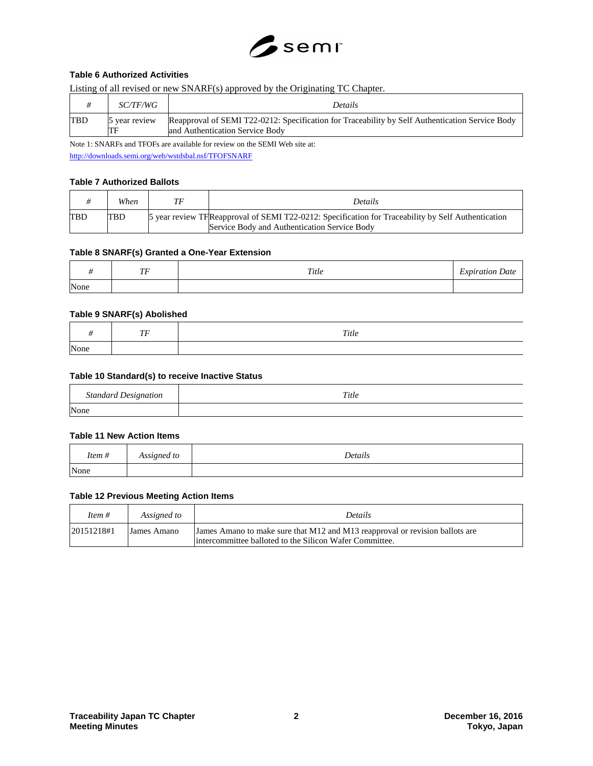### Table 6 Authorized Activities

Listing of all revised or new SNARF(s) approved by the Originating TC Chapter.

| # | SC/TF/WG | Details |
|---|---|---|
| TBD | 5 year review TF | Reapproval of SEMI T22-0212: Specification for Traceability by Self Authentication Service Body and Authentication Service Body |

Note 1: SNARFs and TFOFs are available for review on the SEMI Web site at:
http://downloads.semi.org/web/wstdsbal.nsf/TFOFSNARF

### Table 7 Authorized Ballots

| # | When | TF | Details |
|---|---|---|---|
| TBD | TBD | 5 year review TF | Reapproval of SEMI T22-0212: Specification for Traceability by Self Authentication Service Body and Authentication Service Body |

### Table 8 SNARF(s) Granted a One-Year Extension

| # | TF | Title | Expiration Date |
|---|---|---|---|
| None | | | |

### Table 9 SNARF(s) Abolished

| # | TF | Title |
|---|---|---|
| None | | |

### Table 10 Standard(s) to receive Inactive Status

| Standard Designation | Title |
|---|---|
| None | |

### Table 11 New Action Items

| Item # | Assigned to | Details |
|---|---|---|
| None | | |

### Table 12 Previous Meeting Action Items

| Item # | Assigned to | Details |
|---|---|---|
| 20151218#1 | James Amano | James Amano to make sure that M12 and M13 reapproval or revision ballots are intercommittee balloted to the Silicon Wafer Committee. |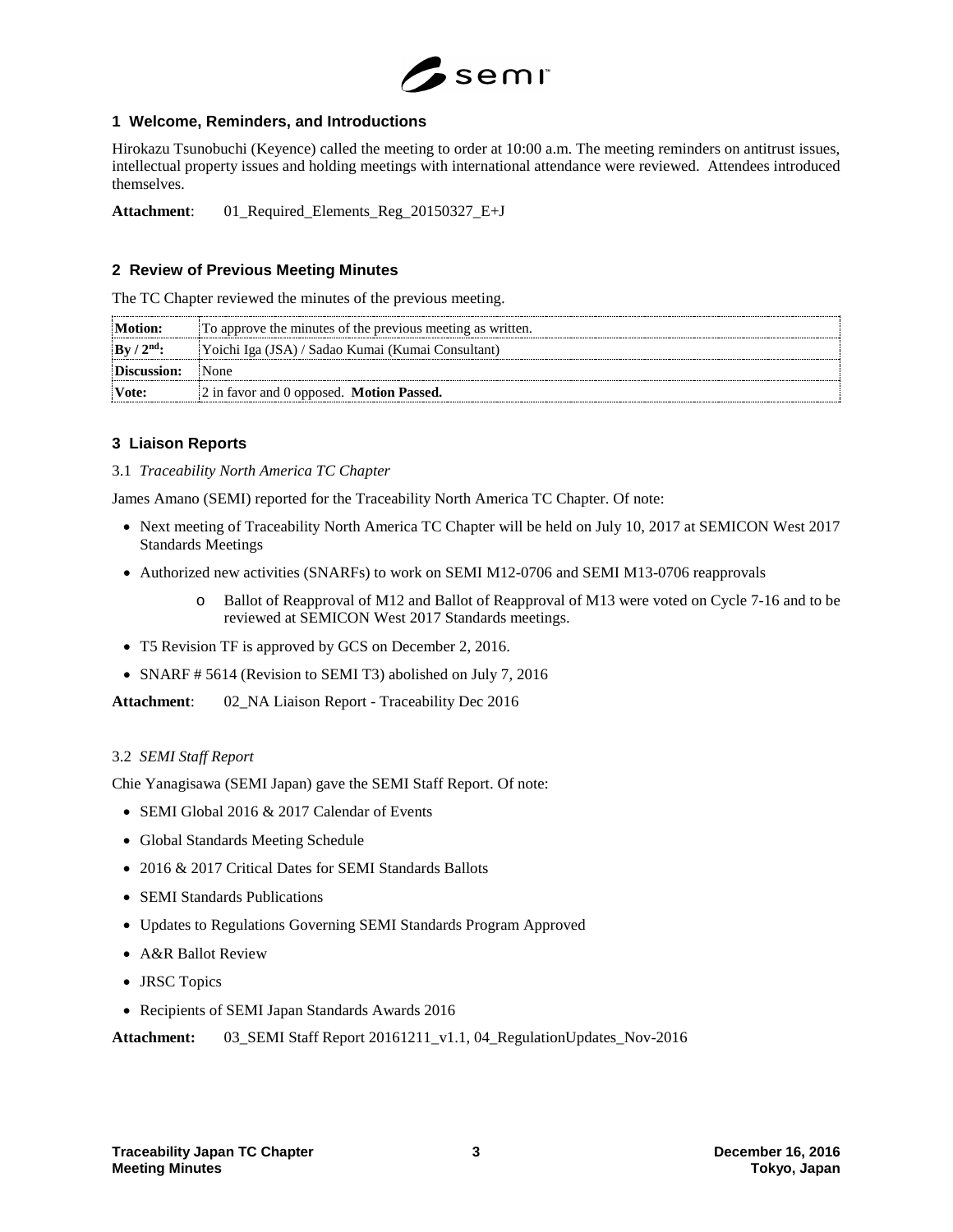## 1 Welcome, Reminders, and Introductions

Hirokazu Tsunobuchi (Keyence) called the meeting to order at 10:00 a.m. The meeting reminders on antitrust issues, intellectual property issues and holding meetings with international attendance were reviewed. Attendees introduced themselves.

**Attachment**: 01_Required_Elements_Reg_20150327_E+J

## 2 Review of Previous Meeting Minutes

The TC Chapter reviewed the minutes of the previous meeting.

| **Motion:** | To approve the minutes of the previous meeting as written. |
|---|---|
| **By / 2nd:** | Yoichi Iga (JSA) / Sadao Kumai (Kumai Consultant) |
| **Discussion:** | None |
| **Vote:** | 2 in favor and 0 opposed. **Motion Passed.** |

## 3 Liaison Reports

### 3.1 *Traceability North America TC Chapter*

James Amano (SEMI) reported for the Traceability North America TC Chapter. Of note:

- Next meeting of Traceability North America TC Chapter will be held on July 10, 2017 at SEMICON West 2017 Standards Meetings
- Authorized new activities (SNARFs) to work on SEMI M12-0706 and SEMI M13-0706 reapprovals
  - Ballot of Reapproval of M12 and Ballot of Reapproval of M13 were voted on Cycle 7-16 and to be reviewed at SEMICON West 2017 Standards meetings.
- T5 Revision TF is approved by GCS on December 2, 2016.
- SNARF # 5614 (Revision to SEMI T3) abolished on July 7, 2016

**Attachment**: 02_NA Liaison Report - Traceability Dec 2016

### 3.2 *SEMI Staff Report*

Chie Yanagisawa (SEMI Japan) gave the SEMI Staff Report. Of note:

- SEMI Global 2016 & 2017 Calendar of Events
- Global Standards Meeting Schedule
- 2016 & 2017 Critical Dates for SEMI Standards Ballots
- SEMI Standards Publications
- Updates to Regulations Governing SEMI Standards Program Approved
- A&R Ballot Review
- JRSC Topics
- Recipients of SEMI Japan Standards Awards 2016

**Attachment:** 03_SEMI Staff Report 20161211_v1.1, 04_RegulationUpdates_Nov-2016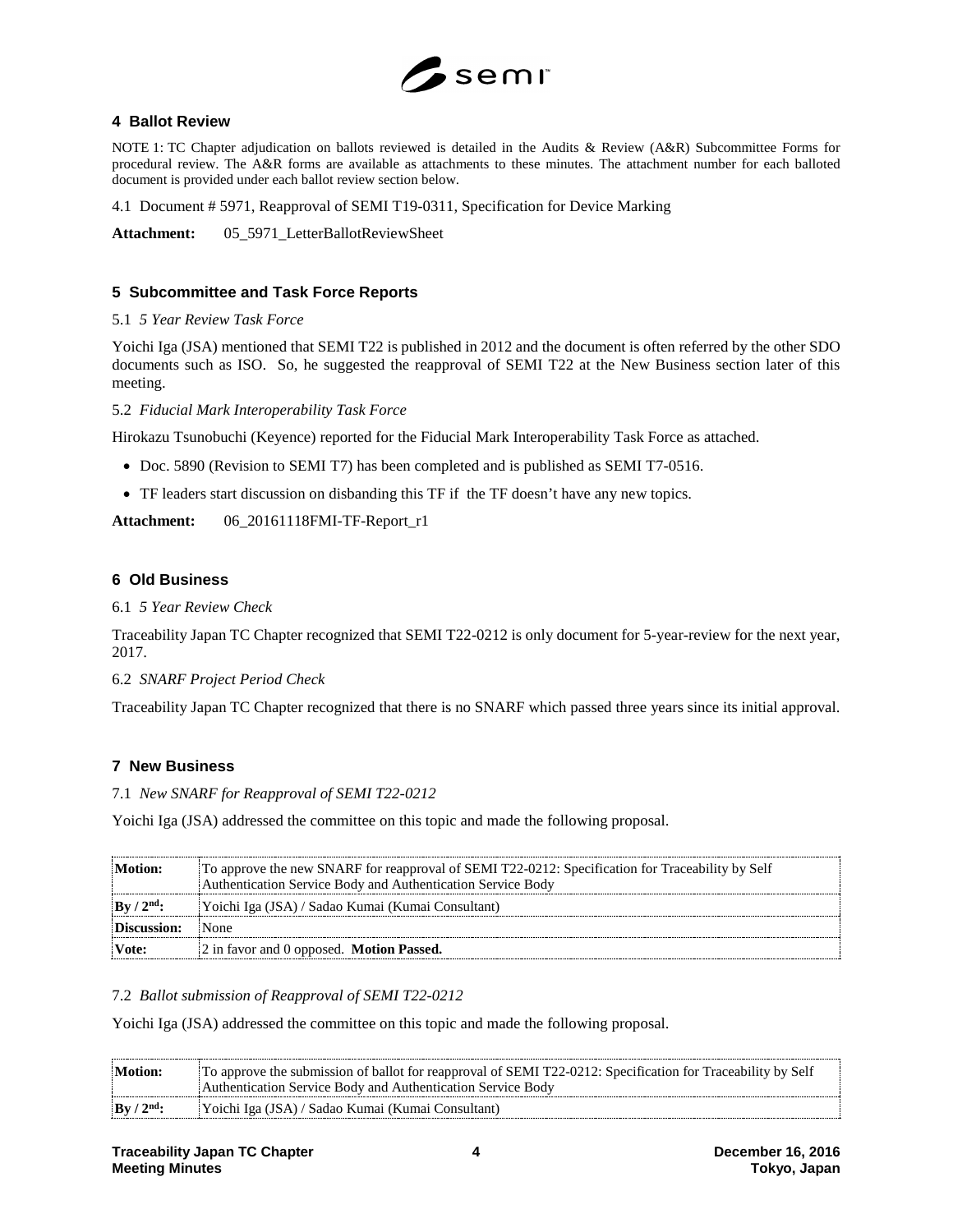## 4 Ballot Review

NOTE 1: TC Chapter adjudication on ballots reviewed is detailed in the Audits & Review (A&R) Subcommittee Forms for procedural review. The A&R forms are available as attachments to these minutes. The attachment number for each balloted document is provided under each ballot review section below.

4.1 Document # 5971, Reapproval of SEMI T19-0311, Specification for Device Marking

**Attachment:** 05_5971_LetterBallotReviewSheet

## 5 Subcommittee and Task Force Reports

5.1 *5 Year Review Task Force*

Yoichi Iga (JSA) mentioned that SEMI T22 is published in 2012 and the document is often referred by the other SDO documents such as ISO. So, he suggested the reapproval of SEMI T22 at the New Business section later of this meeting.

5.2 *Fiducial Mark Interoperability Task Force*

Hirokazu Tsunobuchi (Keyence) reported for the Fiducial Mark Interoperability Task Force as attached.

- Doc. 5890 (Revision to SEMI T7) has been completed and is published as SEMI T7-0516.
- TF leaders start discussion on disbanding this TF if the TF doesn't have any new topics.

**Attachment:** 06_20161118FMI-TF-Report_r1

## 6 Old Business

6.1 *5 Year Review Check*

Traceability Japan TC Chapter recognized that SEMI T22-0212 is only document for 5-year-review for the next year, 2017.

6.2 *SNARF Project Period Check*

Traceability Japan TC Chapter recognized that there is no SNARF which passed three years since its initial approval.

## 7 New Business

7.1 *New SNARF for Reapproval of SEMI T22-0212*

Yoichi Iga (JSA) addressed the committee on this topic and made the following proposal.

| **Motion:** | To approve the new SNARF for reapproval of SEMI T22-0212: Specification for Traceability by Self Authentication Service Body and Authentication Service Body |
|---|---|
| **By / 2nd:** | Yoichi Iga (JSA) / Sadao Kumai (Kumai Consultant) |
| **Discussion:** | None |
| **Vote:** | 2 in favor and 0 opposed. **Motion Passed.** |

7.2 *Ballot submission of Reapproval of SEMI T22-0212*

Yoichi Iga (JSA) addressed the committee on this topic and made the following proposal.

| **Motion:** | To approve the submission of ballot for reapproval of SEMI T22-0212: Specification for Traceability by Self Authentication Service Body and Authentication Service Body |
|---|---|
| **By / 2nd:** | Yoichi Iga (JSA) / Sadao Kumai (Kumai Consultant) |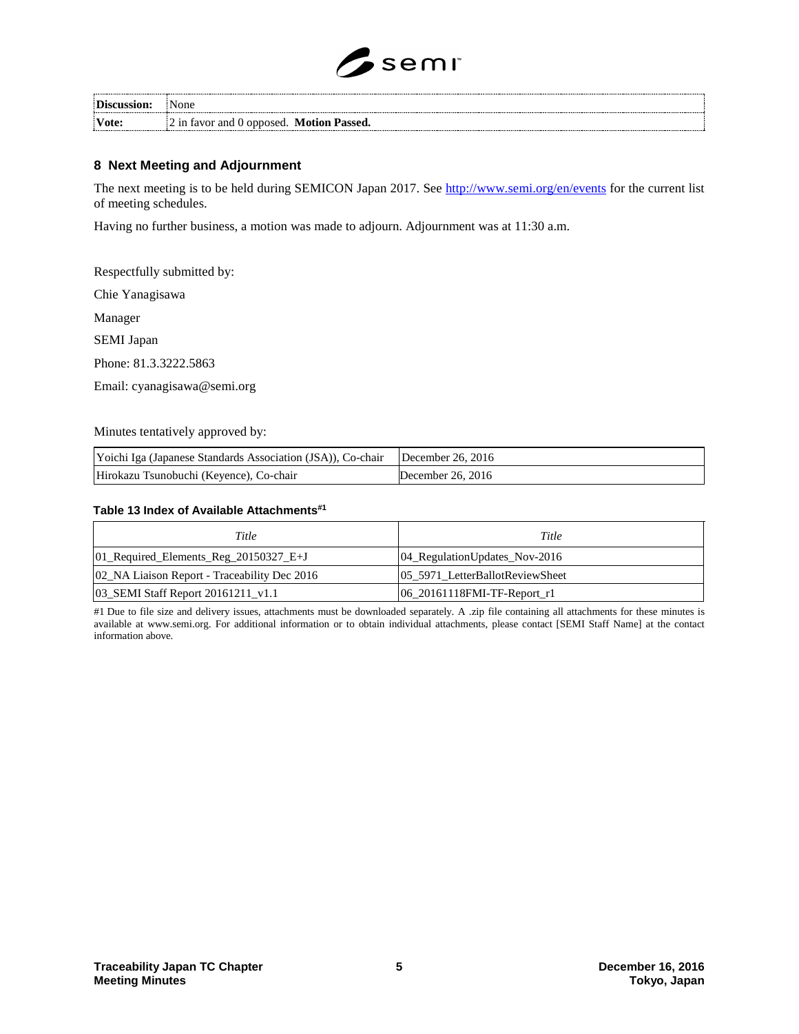| | |
|---|---|
| **Discussion:** | None |
| **Vote:** | 2 in favor and 0 opposed. **Motion Passed.** |

## 8 Next Meeting and Adjournment

The next meeting is to be held during SEMICON Japan 2017. See http://www.semi.org/en/events for the current list of meeting schedules.

Having no further business, a motion was made to adjourn. Adjournment was at 11:30 a.m.

Respectfully submitted by:

Chie Yanagisawa

Manager

SEMI Japan

Phone: 81.3.3222.5863

Email: cyanagisawa@semi.org

Minutes tentatively approved by:

| | |
|---|---|
| Yoichi Iga (Japanese Standards Association (JSA)), Co-chair | December 26, 2016 |
| Hirokazu Tsunobuchi (Keyence), Co-chair | December 26, 2016 |

**Table 13 Index of Available Attachments**[#1]

| *Title* | *Title* |
|---|---|
| 01_Required_Elements_Reg_20150327_E+J | 04_RegulationUpdates_Nov-2016 |
| 02_NA Liaison Report - Traceability Dec 2016 | 05_5971_LetterBallotReviewSheet |
| 03_SEMI Staff Report 20161211_v1.1 | 06_20161118FMI-TF-Report_r1 |

#1 Due to file size and delivery issues, attachments must be downloaded separately. A .zip file containing all attachments for these minutes is available at www.semi.org. For additional information or to obtain individual attachments, please contact [SEMI Staff Name] at the contact information above.